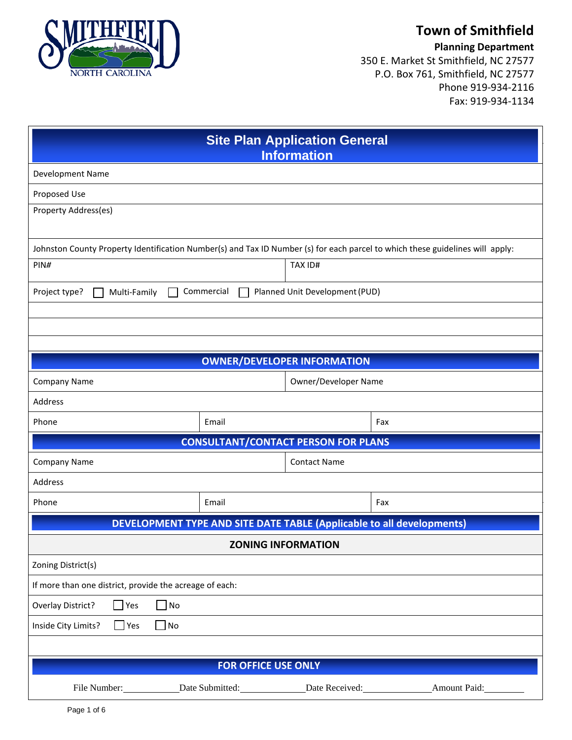# Town of Smithfield

**Planning Department**
350 E. Market St Smithfield, NC 27577
P.O. Box 761, Smithfield, NC 27577
Phone 919-934-2116
Fax: 919-934-1134

## Site Plan Application General Information

Development Name

Proposed Use

Property Address(es)

Johnston County Property Identification Number(s) and Tax ID Number (s) for each parcel to which these guidelines will apply:

| PIN# | TAX ID# |
|---|---|

Project type? ☐ Multi-Family ☐ Commercial ☐ Planned Unit Development (PUD)

### OWNER/DEVELOPER INFORMATION

| Company Name | | Owner/Developer Name |
|---|---|---|
| Address | | |
| Phone | Email | Fax |

### CONSULTANT/CONTACT PERSON FOR PLANS

| Company Name | | Contact Name |
|---|---|---|
| Address | | |
| Phone | Email | Fax |

### DEVELOPMENT TYPE AND SITE DATE TABLE (Applicable to all developments)

**ZONING INFORMATION**

Zoning District(s)

If more than one district, provide the acreage of each:

Overlay District? ☐ Yes ☐ No

Inside City Limits? ☐ Yes ☐ No

### FOR OFFICE USE ONLY

File Number:\_\_\_\_\_\_\_\_\_\_ Date Submitted:\_\_\_\_\_\_\_\_\_\_ Date Received:\_\_\_\_\_\_\_\_\_\_ Amount Paid:\_\_\_\_\_\_\_\_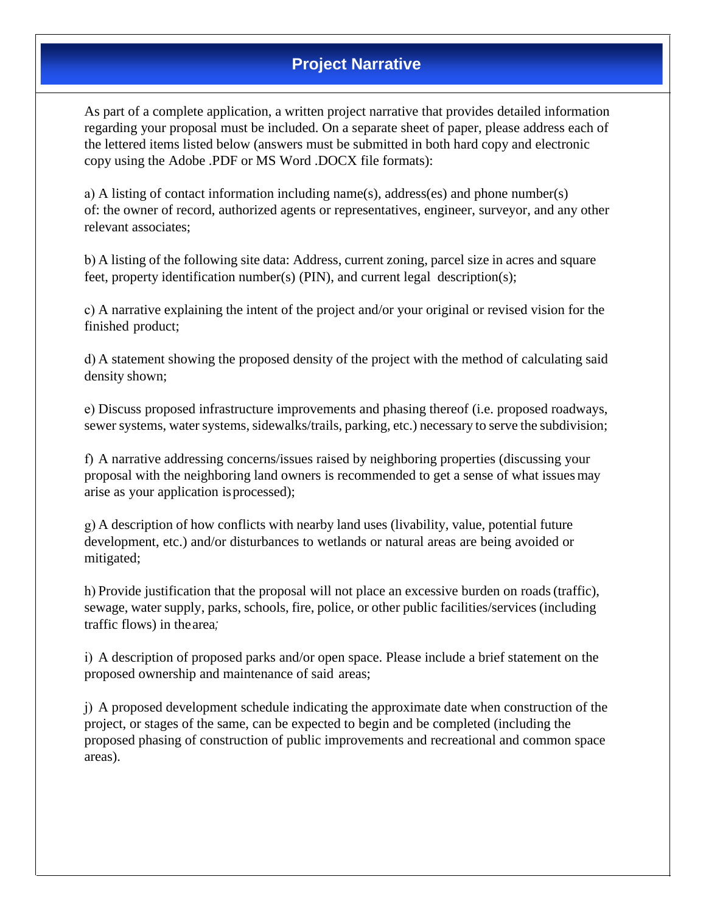# Project Narrative

As part of a complete application, a written project narrative that provides detailed information regarding your proposal must be included. On a separate sheet of paper, please address each of the lettered items listed below (answers must be submitted in both hard copy and electronic copy using the Adobe .PDF or MS Word .DOCX file formats):

a) A listing of contact information including name(s), address(es) and phone number(s) of: the owner of record, authorized agents or representatives, engineer, surveyor, and any other relevant associates;

b) A listing of the following site data: Address, current zoning, parcel size in acres and square feet, property identification number(s) (PIN), and current legal description(s);

c) A narrative explaining the intent of the project and/or your original or revised vision for the finished product;

d) A statement showing the proposed density of the project with the method of calculating said density shown;

e) Discuss proposed infrastructure improvements and phasing thereof (i.e. proposed roadways, sewer systems, water systems, sidewalks/trails, parking, etc.) necessary to serve the subdivision;

f) A narrative addressing concerns/issues raised by neighboring properties (discussing your proposal with the neighboring land owners is recommended to get a sense of what issues may arise as your application is processed);

g) A description of how conflicts with nearby land uses (livability, value, potential future development, etc.) and/or disturbances to wetlands or natural areas are being avoided or mitigated;

h) Provide justification that the proposal will not place an excessive burden on roads (traffic), sewage, water supply, parks, schools, fire, police, or other public facilities/services (including traffic flows) in the area;

i) A description of proposed parks and/or open space. Please include a brief statement on the proposed ownership and maintenance of said areas;

j) A proposed development schedule indicating the approximate date when construction of the project, or stages of the same, can be expected to begin and be completed (including the proposed phasing of construction of public improvements and recreational and common space areas).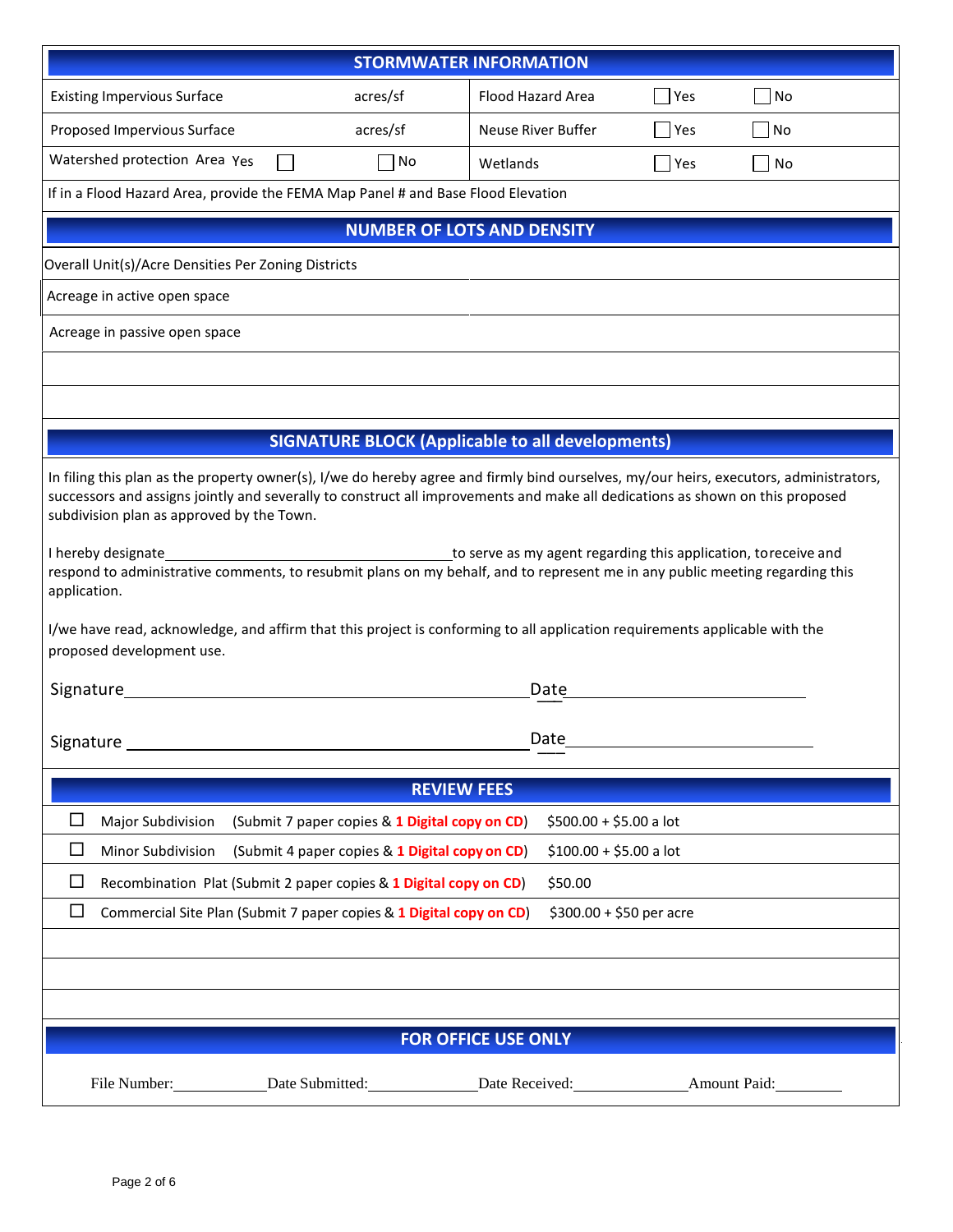## STORMWATER INFORMATION

| | | | | |
|---|---|---|---|---|
| Existing Impervious Surface | acres/sf | Flood Hazard Area | ☐ Yes | ☐ No |
| Proposed Impervious Surface | acres/sf | Neuse River Buffer | ☐ Yes | ☐ No |
| Watershed protection Area Yes ☐ | ☐ No | Wetlands | ☐ Yes | ☐ No |

If in a Flood Hazard Area, provide the FEMA Map Panel # and Base Flood Elevation

## NUMBER OF LOTS AND DENSITY

| | |
|---|---|
| Overall Unit(s)/Acre Densities Per Zoning Districts | |
| Acreage in active open space | |
| Acreage in passive open space | |

## SIGNATURE BLOCK (Applicable to all developments)

In filing this plan as the property owner(s), I/we do hereby agree and firmly bind ourselves, my/our heirs, executors, administrators, successors and assigns jointly and severally to construct all improvements and make all dedications as shown on this proposed subdivision plan as approved by the Town.

I hereby designate\_\_\_\_\_\_\_\_\_\_\_\_\_\_\_\_\_\_\_\_\_\_\_\_\_\_\_\_\_\_\_\_\_\_\_\_to serve as my agent regarding this application, to receive and respond to administrative comments, to resubmit plans on my behalf, and to represent me in any public meeting regarding this application.

I/we have read, acknowledge, and affirm that this project is conforming to all application requirements applicable with the proposed development use.

Signature\_\_\_\_\_\_\_\_\_\_\_\_\_\_\_\_\_\_\_\_\_\_\_\_\_\_\_\_\_\_\_\_\_\_\_\_\_\_\_\_\_\_\_\_\_\_ Date\_\_\_\_\_\_\_\_\_\_\_\_\_\_\_\_\_\_\_\_\_\_\_\_\_\_\_\_\_\_\_\_

Signature \_\_\_\_\_\_\_\_\_\_\_\_\_\_\_\_\_\_\_\_\_\_\_\_\_\_\_\_\_\_\_\_\_\_\_\_\_\_\_\_\_\_\_\_\_\_ Date\_\_\_\_\_\_\_\_\_\_\_\_\_\_\_\_\_\_\_\_\_\_\_\_\_\_\_\_\_\_\_\_

## REVIEW FEES

| | | |
|---|---|---|
| ☐ | Major Subdivision (Submit 7 paper copies & **1 Digital copy on CD**) | $500.00 + $5.00 a lot |
| ☐ | Minor Subdivision (Submit 4 paper copies & **1 Digital copy on CD**) | $100.00 + $5.00 a lot |
| ☐ | Recombination Plat (Submit 2 paper copies & **1 Digital copy on CD**) | $50.00 |
| ☐ | Commercial Site Plan (Submit 7 paper copies & **1 Digital copy on CD**) | $300.00 + $50 per acre |

## FOR OFFICE USE ONLY

File Number:\_\_\_\_\_\_\_\_\_\_\_\_ Date Submitted:\_\_\_\_\_\_\_\_\_\_\_\_\_\_ Date Received:\_\_\_\_\_\_\_\_\_\_\_\_\_\_ Amount Paid:\_\_\_\_\_\_\_\_\_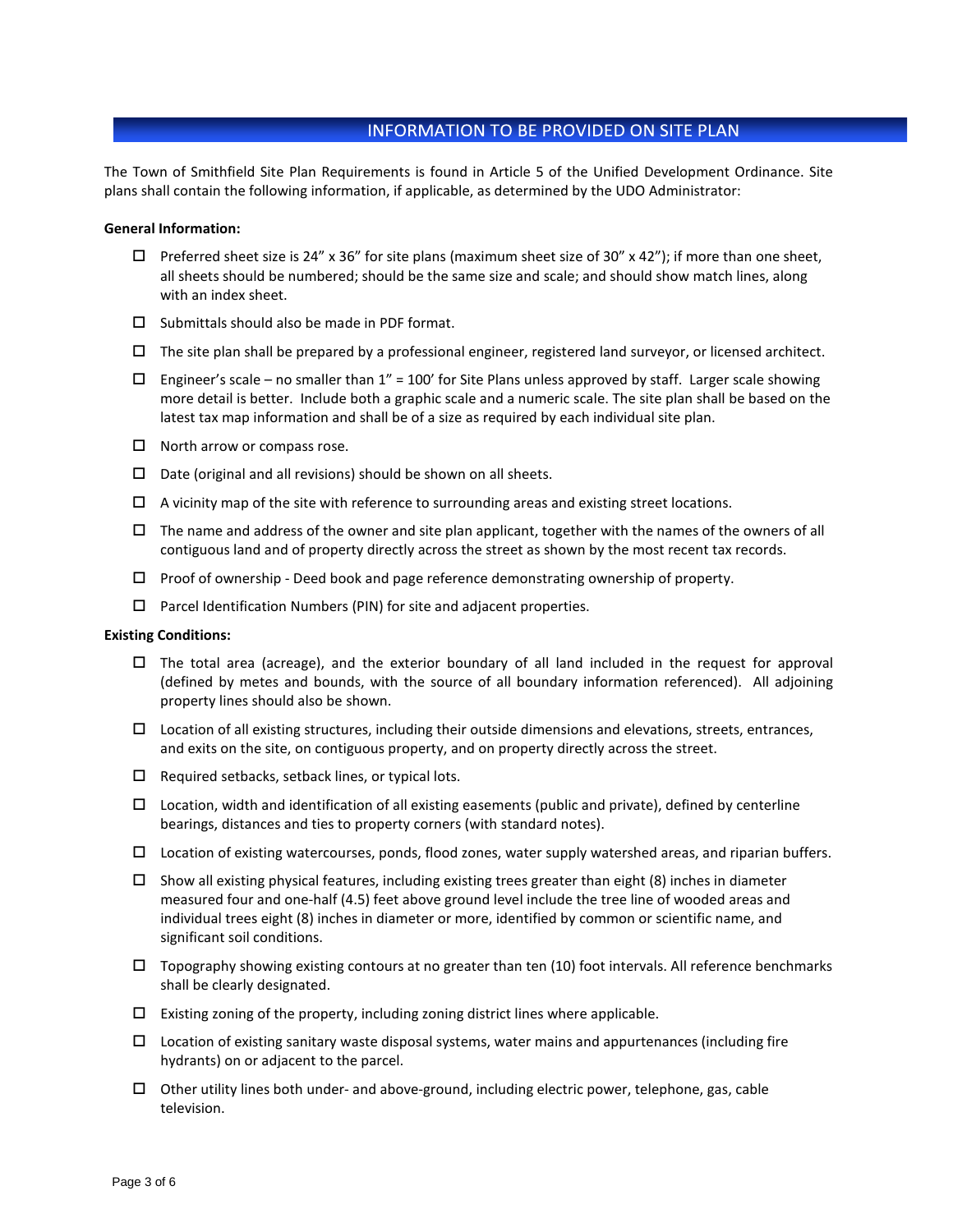## INFORMATION TO BE PROVIDED ON SITE PLAN

The Town of Smithfield Site Plan Requirements is found in Article 5 of the Unified Development Ordinance. Site plans shall contain the following information, if applicable, as determined by the UDO Administrator:

**General Information:**

- ☐ Preferred sheet size is 24" x 36" for site plans (maximum sheet size of 30" x 42"); if more than one sheet, all sheets should be numbered; should be the same size and scale; and should show match lines, along with an index sheet.
- ☐ Submittals should also be made in PDF format.
- ☐ The site plan shall be prepared by a professional engineer, registered land surveyor, or licensed architect.
- ☐ Engineer's scale – no smaller than 1" = 100' for Site Plans unless approved by staff. Larger scale showing more detail is better. Include both a graphic scale and a numeric scale. The site plan shall be based on the latest tax map information and shall be of a size as required by each individual site plan.
- ☐ North arrow or compass rose.
- ☐ Date (original and all revisions) should be shown on all sheets.
- ☐ A vicinity map of the site with reference to surrounding areas and existing street locations.
- ☐ The name and address of the owner and site plan applicant, together with the names of the owners of all contiguous land and of property directly across the street as shown by the most recent tax records.
- ☐ Proof of ownership - Deed book and page reference demonstrating ownership of property.
- ☐ Parcel Identification Numbers (PIN) for site and adjacent properties.

**Existing Conditions:**

- ☐ The total area (acreage), and the exterior boundary of all land included in the request for approval (defined by metes and bounds, with the source of all boundary information referenced). All adjoining property lines should also be shown.
- ☐ Location of all existing structures, including their outside dimensions and elevations, streets, entrances, and exits on the site, on contiguous property, and on property directly across the street.
- ☐ Required setbacks, setback lines, or typical lots.
- ☐ Location, width and identification of all existing easements (public and private), defined by centerline bearings, distances and ties to property corners (with standard notes).
- ☐ Location of existing watercourses, ponds, flood zones, water supply watershed areas, and riparian buffers.
- ☐ Show all existing physical features, including existing trees greater than eight (8) inches in diameter measured four and one-half (4.5) feet above ground level include the tree line of wooded areas and individual trees eight (8) inches in diameter or more, identified by common or scientific name, and significant soil conditions.
- ☐ Topography showing existing contours at no greater than ten (10) foot intervals. All reference benchmarks shall be clearly designated.
- ☐ Existing zoning of the property, including zoning district lines where applicable.
- ☐ Location of existing sanitary waste disposal systems, water mains and appurtenances (including fire hydrants) on or adjacent to the parcel.
- ☐ Other utility lines both under- and above-ground, including electric power, telephone, gas, cable television.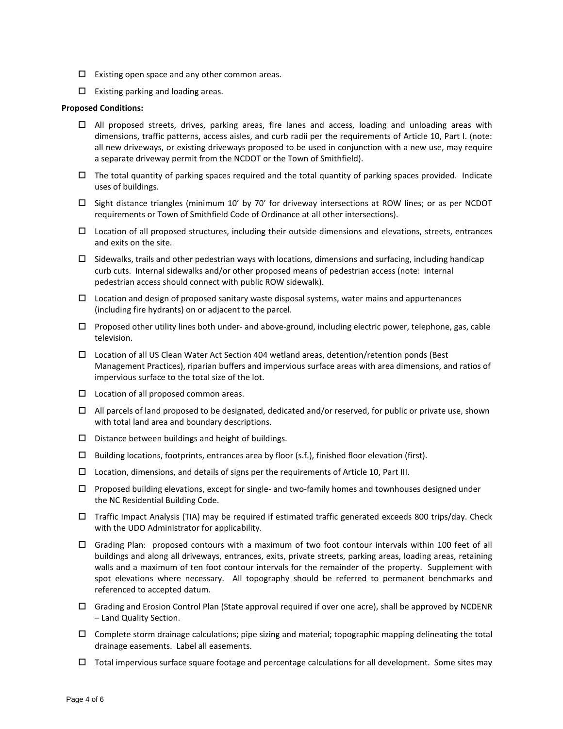- ☐ Existing open space and any other common areas.
- ☐ Existing parking and loading areas.

**Proposed Conditions:**

- ☐ All proposed streets, drives, parking areas, fire lanes and access, loading and unloading areas with dimensions, traffic patterns, access aisles, and curb radii per the requirements of Article 10, Part I. (note: all new driveways, or existing driveways proposed to be used in conjunction with a new use, may require a separate driveway permit from the NCDOT or the Town of Smithfield).
- ☐ The total quantity of parking spaces required and the total quantity of parking spaces provided. Indicate uses of buildings.
- ☐ Sight distance triangles (minimum 10' by 70' for driveway intersections at ROW lines; or as per NCDOT requirements or Town of Smithfield Code of Ordinance at all other intersections).
- ☐ Location of all proposed structures, including their outside dimensions and elevations, streets, entrances and exits on the site.
- ☐ Sidewalks, trails and other pedestrian ways with locations, dimensions and surfacing, including handicap curb cuts. Internal sidewalks and/or other proposed means of pedestrian access (note: internal pedestrian access should connect with public ROW sidewalk).
- ☐ Location and design of proposed sanitary waste disposal systems, water mains and appurtenances (including fire hydrants) on or adjacent to the parcel.
- ☐ Proposed other utility lines both under- and above-ground, including electric power, telephone, gas, cable television.
- ☐ Location of all US Clean Water Act Section 404 wetland areas, detention/retention ponds (Best Management Practices), riparian buffers and impervious surface areas with area dimensions, and ratios of impervious surface to the total size of the lot.
- ☐ Location of all proposed common areas.
- ☐ All parcels of land proposed to be designated, dedicated and/or reserved, for public or private use, shown with total land area and boundary descriptions.
- ☐ Distance between buildings and height of buildings.
- ☐ Building locations, footprints, entrances area by floor (s.f.), finished floor elevation (first).
- ☐ Location, dimensions, and details of signs per the requirements of Article 10, Part III.
- ☐ Proposed building elevations, except for single- and two-family homes and townhouses designed under the NC Residential Building Code.
- ☐ Traffic Impact Analysis (TIA) may be required if estimated traffic generated exceeds 800 trips/day. Check with the UDO Administrator for applicability.
- ☐ Grading Plan: proposed contours with a maximum of two foot contour intervals within 100 feet of all buildings and along all driveways, entrances, exits, private streets, parking areas, loading areas, retaining walls and a maximum of ten foot contour intervals for the remainder of the property. Supplement with spot elevations where necessary. All topography should be referred to permanent benchmarks and referenced to accepted datum.
- ☐ Grading and Erosion Control Plan (State approval required if over one acre), shall be approved by NCDENR – Land Quality Section.
- ☐ Complete storm drainage calculations; pipe sizing and material; topographic mapping delineating the total drainage easements. Label all easements.
- ☐ Total impervious surface square footage and percentage calculations for all development. Some sites may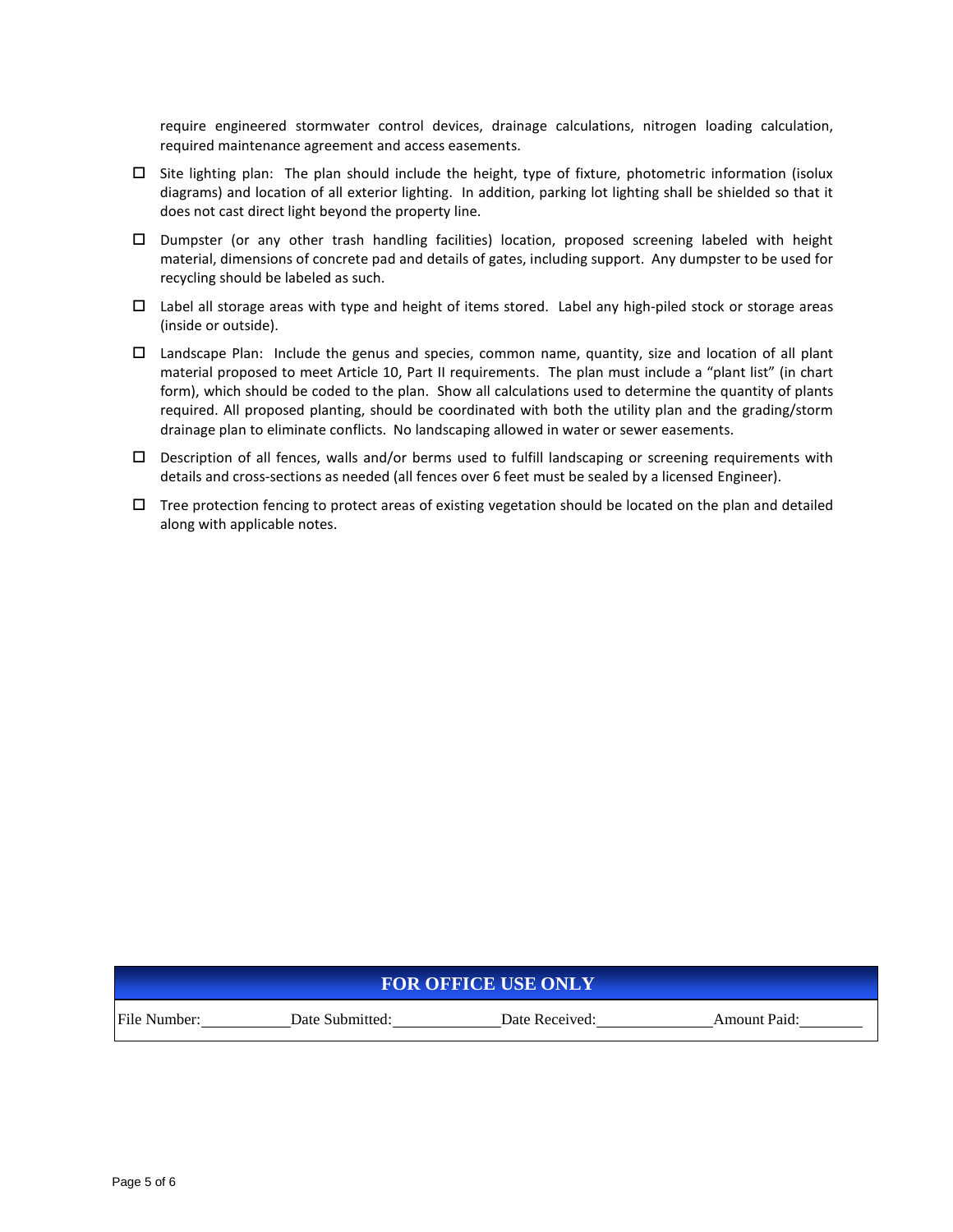require engineered stormwater control devices, drainage calculations, nitrogen loading calculation, required maintenance agreement and access easements.

- ☐ Site lighting plan: The plan should include the height, type of fixture, photometric information (isolux diagrams) and location of all exterior lighting. In addition, parking lot lighting shall be shielded so that it does not cast direct light beyond the property line.
- ☐ Dumpster (or any other trash handling facilities) location, proposed screening labeled with height material, dimensions of concrete pad and details of gates, including support. Any dumpster to be used for recycling should be labeled as such.
- ☐ Label all storage areas with type and height of items stored. Label any high-piled stock or storage areas (inside or outside).
- ☐ Landscape Plan: Include the genus and species, common name, quantity, size and location of all plant material proposed to meet Article 10, Part II requirements. The plan must include a "plant list" (in chart form), which should be coded to the plan. Show all calculations used to determine the quantity of plants required. All proposed planting, should be coordinated with both the utility plan and the grading/storm drainage plan to eliminate conflicts. No landscaping allowed in water or sewer easements.
- ☐ Description of all fences, walls and/or berms used to fulfill landscaping or screening requirements with details and cross-sections as needed (all fences over 6 feet must be sealed by a licensed Engineer).
- ☐ Tree protection fencing to protect areas of existing vegetation should be located on the plan and detailed along with applicable notes.

| FOR OFFICE USE ONLY | | | |
|---|---|---|---|
| File Number: ________ | Date Submitted: ________ | Date Received: ________ | Amount Paid: ________ |